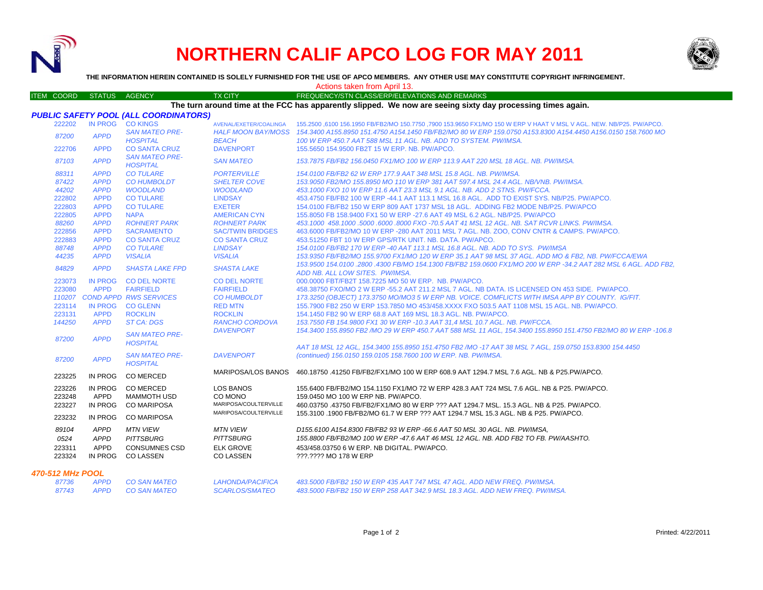# NORTHERN CALIF APCO LOG FOR MAY 2011

**THE INFORMATION HEREIN CONTAINED IS SOLELY FURNISHED FOR THE USE OF APCO MEMBERS. ANY OTHER USE MAY CONSTITUTE COPYRIGHT INFRINGEMENT.**

Actions taken from April 13.

**The turn around time at the FCC has apparently slipped. We now are seeing sixty day processing times again.**

| ITEM COORD | STATUS | AGENCY | TX CITY | FREQUENCY/STN CLASS/ERP/ELEVATIONS AND REMARKS |
|---|---|---|---|---|
| ***PUBLIC SAFETY POOL (ALL COORDINATORS)*** | | | | |
| 222202 | IN PROG | CO KINGS | AVENAL/EXETER/COALINGA | 155.2500 ,6100 156.1950 FB/FB2/MO 150.7750 ,7900 153.9650 FX1/MO 150 W ERP V HAAT V MSL V AGL. NEW. NB/P25. PW/APCO. |
| *87200* | *APPD* | *SAN MATEO PRE-HOSPITAL* | *HALF MOON BAY/MOSS BEACH* | *154.3400 A155.8950 151.4750 A154.1450 FB/FB2/MO 80 W ERP 159.0750 A153.8300 A154.4450 A156.0150 158.7600 MO 100 W ERP 450.7 AAT 588 MSL 11 AGL. NB. ADD TO SYSTEM. PW/IMSA.* |
| 222706 | APPD | CO SANTA CRUZ | DAVENPORT | 155.5650 154.9500 FB2T 15 W ERP. NB. PW/APCO. |
| *87103* | *APPD* | *SAN MATEO PRE-HOSPITAL* | *SAN MATEO* | *153.7875 FB/FB2 156.0450 FX1/MO 100 W ERP 113.9 AAT 220 MSL 18 AGL. NB. PW/IMSA.* |
| *88311* | *APPD* | *CO TULARE* | *PORTERVILLE* | *154.0100 FB/FB2 62 W ERP 177.9 AAT 348 MSL 15.8 AGL. NB. PW/IMSA.* |
| *87422* | *APPD* | *CO HUMBOLDT* | *SHELTER COVE* | *153.9050 FB2/MO 155.8950 MO 110 W ERP 381 AAT 597.4 MSL 24.4 AGL. NB/VNB. PW/IMSA.* |
| *44202* | *APPD* | *WOODLAND* | *WOODLAND* | *453.1000 FXO 10 W ERP 11.6 AAT 23.3 MSL 9.1 AGL. NB. ADD 2 STNS. PW/FCCA.* |
| 222802 | APPD | CO TULARE | LINDSAY | 453.4750 FB/FB2 100 W ERP -44.1 AAT 113.1 MSL 16.8 AGL. ADD TO EXIST SYS. NB/P25. PW/APCO. |
| 222803 | APPD | CO TULARE | EXETER | 154.0100 FB/FB2 150 W ERP 809 AAT 1737 MSL 18 AGL. ADDING FB2 MODE NB/P25. PW/APCO |
| 222805 | APPD | NAPA | AMERICAN CYN | 155.8050 FB 158.9400 FX1 50 W ERP -27.6 AAT 49 MSL 6.2 AGL. NB/P25. PW/APCO |
| *88260* | *APPD* | *ROHNERT PARK* | *ROHNERT PARK* | *453.1000 458.1000 .5000 .6000 .8000 FXO -70.5 AAT 41 MSL 12 AGL. NB. SAT RCVR LINKS. PW/IMSA.* |
| 222856 | APPD | SACRAMENTO | SAC/TWIN BRIDGES | 463.6000 FB/FB2/MO 10 W ERP -280 AAT 2011 MSL 7 AGL. NB. ZOO, CONV CNTR & CAMPS. PW/APCO. |
| 222883 | APPD | CO SANTA CRUZ | CO SANTA CRUZ | 453.51250 FBT 10 W ERP GPS/RTK UNIT. NB. DATA. PW/APCO. |
| *88748* | *APPD* | *CO TULARE* | *LINDSAY* | *154.0100 FB/FB2 170 W ERP -40 AAT 113.1 MSL 16.8 AGL. NB. ADD TO SYS. PW/IMSA* |
| *44235* | *APPD* | *VISALIA* | *VISALIA* | *153.9350 FB/FB2/MO 155.9700 FX1/MO 120 W ERP 35.1 AAT 98 MSL 37 AGL. ADD MO & FB2, NB. PW/FCCA/EWA* |
| *84829* | *APPD* | *SHASTA LAKE FPD* | *SHASTA LAKE* | *153.9500 154.0100 .2800 .4300 FB/MO 154.1300 FB/FB2 159.0600 FX1/MO 200 W ERP -34.2 AAT 282 MSL 6 AGL. ADD FB2, ADD NB. ALL LOW SITES. PW/IMSA.* |
| 223073 | IN PROG | CO DEL NORTE | CO DEL NORTE | 000.0000 FBT/FB2T 158.7225 MO 50 W ERP. NB. PW/APCO. |
| 223080 | APPD | FAIRFIELD | FAIRFIELD | 458.38750 FXO/MO 2 W ERP -55.2 AAT 211.2 MSL 7 AGL. NB DATA. IS LICENSED ON 453 SIDE. PW/APCO. |
| *110207* | *COND APPD* | *RWS SERVICES* | *CO HUMBOLDT* | *173.3250 (OBJECT) 173.3750 MO/MO3 5 W ERP NB. VOICE. COMFLICTS WITH IMSA APP BY COUNTY. IG/FIT.* |
| 223114 | IN PROG | CO GLENN | RED MTN | 155.7900 FB2 250 W ERP 153.7850 MO 453/458.XXXX FXO 503.5 AAT 1108 MSL 15 AGL. NB. PW/APCO. |
| 223131 | APPD | ROCKLIN | ROCKLIN | 154.1450 FB2 90 W ERP 68.8 AAT 169 MSL 18.3 AGL. NB. PW/APCO. |
| *144250* | *APPD* | *ST CA: DGS* | *RANCHO CORDOVA* | *153.7550 FB 154.9800 FX1 30 W ERP -10.3 AAT 31,4 MSL 10.7 AGL. NB. PW/FCCA.* |
| *87200* | *APPD* | *SAN MATEO PRE-HOSPITAL* | *DAVENPORT* | *154.3400 155.8950 FB2 /MO 29 W ERP 450.7 AAT 588 MSL 11 AGL, 154.3400 155.8950 151.4750 FB2/MO 80 W ERP -106.8 AAT 18 MSL 12 AGL, 154.3400 155.8950 151.4750 FB2 /MO -17 AAT 38 MSL 7 AGL, 159.0750 153.8300 154.4450* |
| *87200* | *APPD* | *SAN MATEO PRE-HOSPITAL* | *DAVENPORT* | *(continued) 156.0150 159.0105 158.7600 100 W ERP. NB. PW/IMSA.* |
| 223225 | IN PROG | CO MERCED | MARIPOSA/LOS BANOS | 460.18750 .41250 FB/FB2/FX1/MO 100 W ERP 608.9 AAT 1294.7 MSL 7.6 AGL. NB & P25.PW/APCO. |
| 223226 | IN PROG | CO MERCED | LOS BANOS | 155.6400 FB/FB2/MO 154.1150 FX1/MO 72 W ERP 428.3 AAT 724 MSL 7.6 AGL. NB & P25. PW/APCO. |
| 223248 | APPD | MAMMOTH USD | CO MONO | 159.0450 MO 100 W ERP NB. PW/APCO. |
| 223227 | IN PROG | CO MARIPOSA | MARIPOSA/COULTERVILLE | 460.03750 .43750 FB/FB2/FX1/MO 80 W ERP ??? AAT 1294.7 MSL. 15.3 AGL. NB & P25. PW/APCO. |
| 223232 | IN PROG | CO MARIPOSA | MARIPOSA/COULTERVILLE | 155.3100 .1900 FB/FB2/MO 61.7 W ERP ??? AAT 1294.7 MSL 15.3 AGL. NB & P25. PW/APCO. |
| *89104* | *APPD* | *MTN VIEW* | *MTN VIEW* | *D155.6100 A154.8300 FB/FB2 93 W ERP -66.6 AAT 50 MSL 30 AGL. NB. PW/IMSA,* |
| *0524* | *APPD* | *PITTSBURG* | *PITTSBURG* | *155.8800 FB/FB2/MO 100 W ERP -47.6 AAT 46 MSL 12 AGL. NB. ADD FB2 TO FB. PW/AASHTO.* |
| 223311 | APPD | CONSUMNES CSD | ELK GROVE | 453/458.03750 6 W ERP. NB DIGITAL. PW/APCO. |
| 223324 | IN PROG | CO LASSEN | CO LASSEN | ???.???? MO 178 W ERP |
| ***470-512 MHz POOL*** | | | | |
| *87736* | *APPD* | *CO SAN MATEO* | *LAHONDA/PACIFICA* | *483.5000 FB/FB2 150 W ERP 435 AAT 747 MSL 47 AGL. ADD NEW FREQ. PW/IMSA.* |
| *87743* | *APPD* | *CO SAN MATEO* | *SCARLOS/SMATEO* | *483.5000 FB/FB2 150 W ERP 258 AAT 342.9 MSL 18.3 AGL. ADD NEW FREQ. PW/IMSA.* |

Printed: 4/22/2011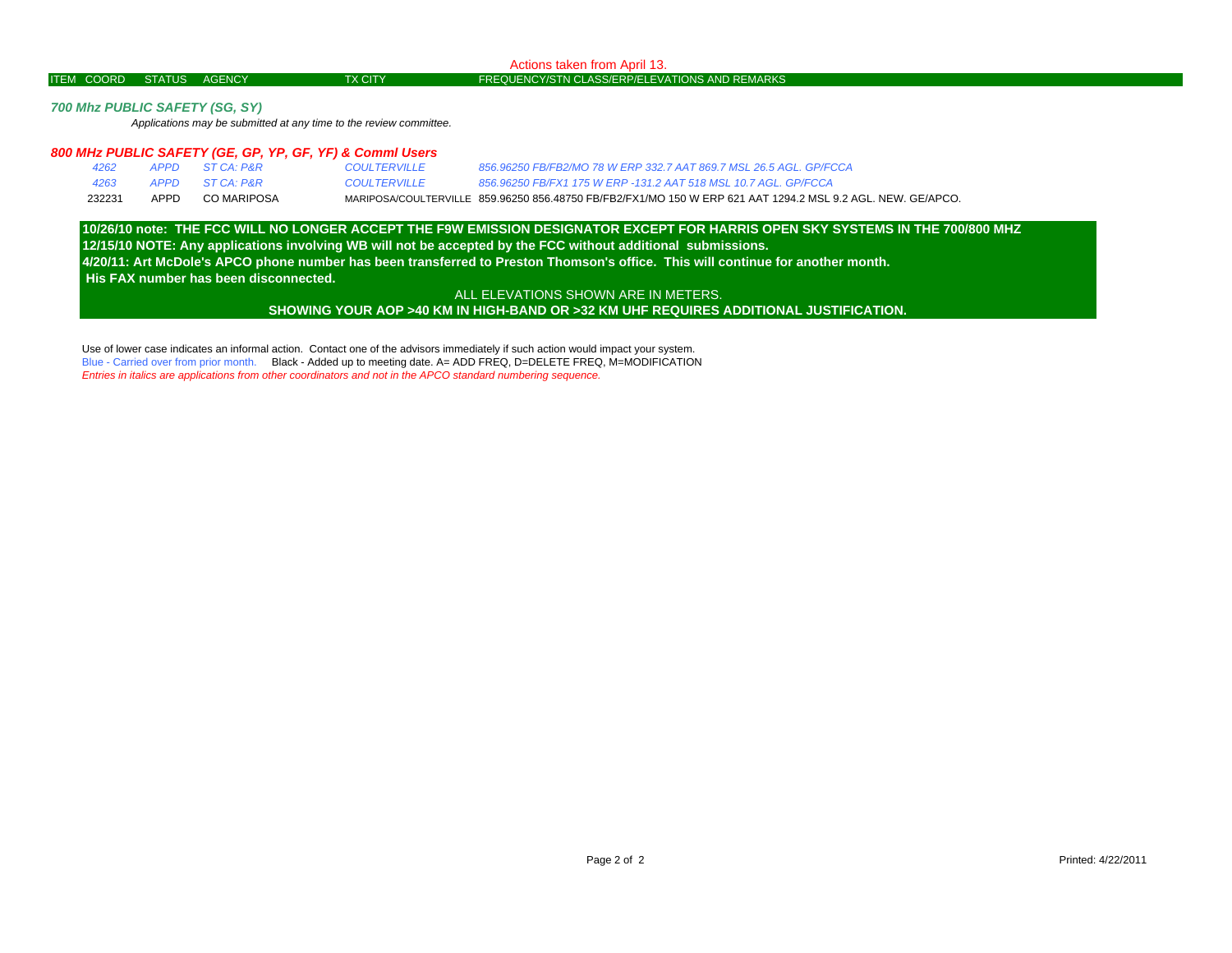Actions taken from April 13.

| ITEM | COORD | STATUS | AGENCY | TX CITY | FREQUENCY/STN CLASS/ERP/ELEVATIONS AND REMARKS |
|---|---|---|---|---|---|

### *700 Mhz PUBLIC SAFETY (SG, SY)*

*Applications may be submitted at any time to the review committee.*

### *800 MHz PUBLIC SAFETY (GE, GP, YP, GF, YF) & Comml Users*

| ITEM | COORD | STATUS | AGENCY | TX CITY | FREQUENCY/STN CLASS/ERP/ELEVATIONS AND REMARKS |
|---|---|---|---|---|---|
| | *4262* | *APPD* | *ST CA: P&R* | *COULTERVILLE* | *856.96250 FB/FB2/MO 78 W ERP 332.7 AAT 869.7 MSL 26.5 AGL. GP/FCCA* |
| | *4263* | *APPD* | *ST CA: P&R* | *COULTERVILLE* | *856.96250 FB/FX1 175 W ERP -131.2 AAT 518 MSL 10.7 AGL. GP/FCCA* |
| | 232231 | APPD | CO MARIPOSA | MARIPOSA/COULTERVILLE | 859.96250 856.48750 FB/FB2/FX1/MO 150 W ERP 621 AAT 1294.2 MSL 9.2 AGL. NEW. GE/APCO. |

**10/26/10 note: THE FCC WILL NO LONGER ACCEPT THE F9W EMISSION DESIGNATOR EXCEPT FOR HARRIS OPEN SKY SYSTEMS IN THE 700/800 MHZ**
**12/15/10 NOTE: Any applications involving WB will not be accepted by the FCC without additional submissions.**
**4/20/11: Art McDole's APCO phone number has been transferred to Preston Thomson's office. This will continue for another month.**
**His FAX number has been disconnected.**

ALL ELEVATIONS SHOWN ARE IN METERS.

**SHOWING YOUR AOP >40 KM IN HIGH-BAND OR >32 KM UHF REQUIRES ADDITIONAL JUSTIFICATION.**

Use of lower case indicates an informal action. Contact one of the advisors immediately if such action would impact your system.
Blue - Carried over from prior month. Black - Added up to meeting date. A= ADD FREQ, D=DELETE FREQ, M=MODIFICATION
*Entries in italics are applications from other coordinators and not in the APCO standard numbering sequence.*

Printed: 4/22/2011